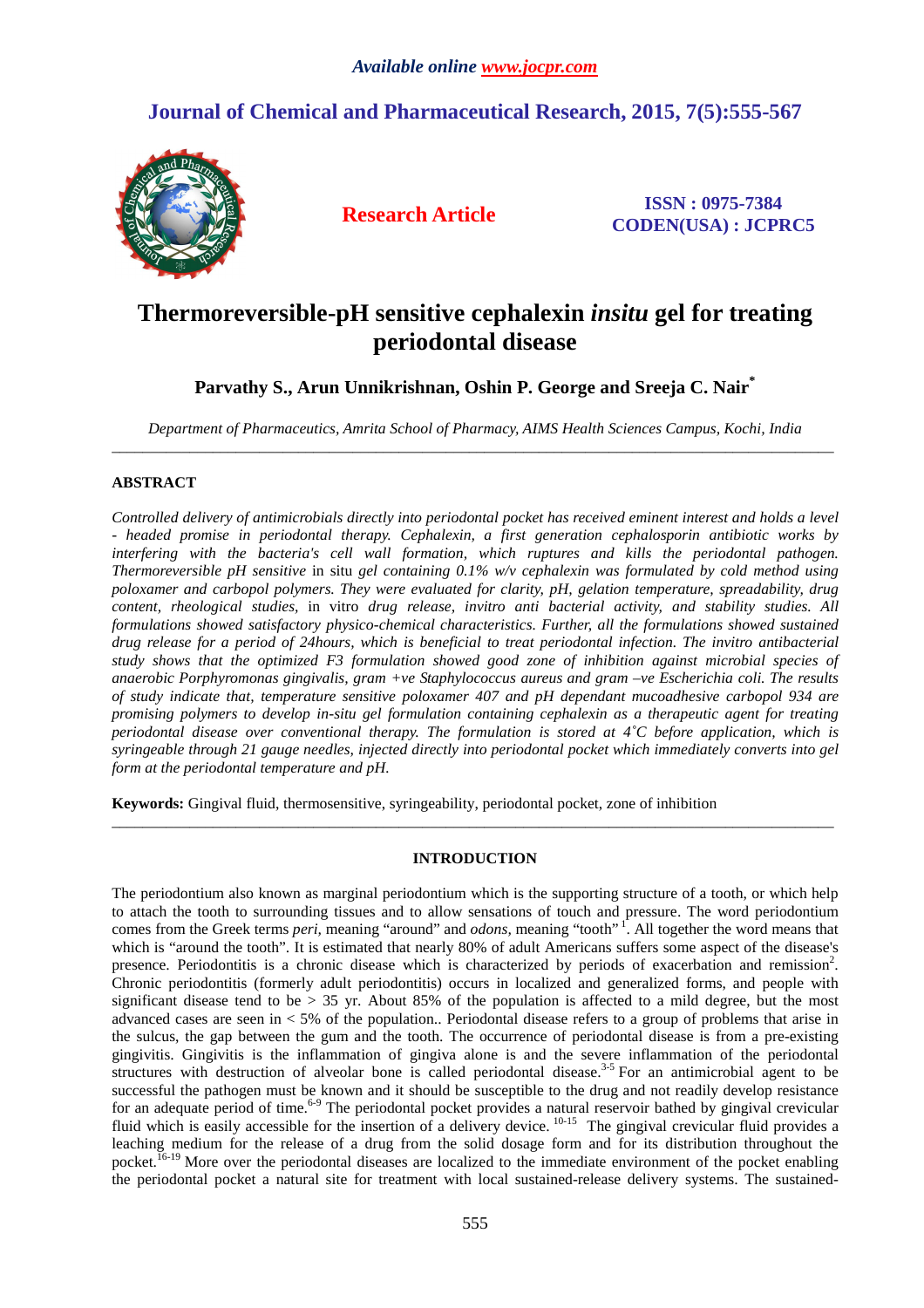# Thermoreversible-pH sensitive cephalexin *insitu* gel for treating periodontal disease

**Parvathy S., Arun Unnikrishnan, Oshin P. George and Sreeja C. Nair[*]**

*Department of Pharmaceutics, Amrita School of Pharmacy, AIMS Health Sciences Campus, Kochi, India*

---

## ABSTRACT

*Controlled delivery of antimicrobials directly into periodontal pocket has received eminent interest and holds a level - headed promise in periodontal therapy. Cephalexin, a first generation cephalosporin antibiotic works by interfering with the bacteria's cell wall formation, which ruptures and kills the periodontal pathogen. Thermoreversible pH sensitive* in situ *gel containing 0.1% w/v cephalexin was formulated by cold method using poloxamer and carbopol polymers. They were evaluated for clarity, pH, gelation temperature, spreadability, drug content, rheological studies,* in vitro *drug release, invitro anti bacterial activity, and stability studies. All formulations showed satisfactory physico-chemical characteristics. Further, all the formulations showed sustained drug release for a period of 24hours, which is beneficial to treat periodontal infection. The invitro antibacterial study shows that the optimized F3 formulation showed good zone of inhibition against microbial species of anaerobic Porphyromonas gingivalis, gram +ve Staphylococcus aureus and gram –ve Escherichia coli. The results of study indicate that, temperature sensitive poloxamer 407 and pH dependant mucoadhesive carbopol 934 are promising polymers to develop in-situ gel formulation containing cephalexin as a therapeutic agent for treating periodontal disease over conventional therapy. The formulation is stored at 4˚C before application, which is syringeable through 21 gauge needles, injected directly into periodontal pocket which immediately converts into gel form at the periodontal temperature and pH.*

**Keywords:** Gingival fluid, thermosensitive, syringeability, periodontal pocket, zone of inhibition

---

## INTRODUCTION

The periodontium also known as marginal periodontium which is the supporting structure of a tooth, or which help to attach the tooth to surrounding tissues and to allow sensations of touch and pressure. The word periodontium comes from the Greek terms *peri,* meaning "around" and *odons,* meaning "tooth" [1]. All together the word means that which is "around the tooth". It is estimated that nearly 80% of adult Americans suffers some aspect of the disease's presence. Periodontitis is a chronic disease which is characterized by periods of exacerbation and remission[2]. Chronic periodontitis (formerly adult periodontitis) occurs in localized and generalized forms, and people with significant disease tend to be > 35 yr. About 85% of the population is affected to a mild degree, but the most advanced cases are seen in < 5% of the population.. Periodontal disease refers to a group of problems that arise in the sulcus, the gap between the gum and the tooth. The occurrence of periodontal disease is from a pre-existing gingivitis. Gingivitis is the inflammation of gingiva alone is and the severe inflammation of the periodontal structures with destruction of alveolar bone is called periodontal disease.[3-5] For an antimicrobial agent to be successful the pathogen must be known and it should be susceptible to the drug and not readily develop resistance for an adequate period of time.[6-9] The periodontal pocket provides a natural reservoir bathed by gingival crevicular fluid which is easily accessible for the insertion of a delivery device. [10-15] The gingival crevicular fluid provides a leaching medium for the release of a drug from the solid dosage form and for its distribution throughout the pocket.[16-19] More over the periodontal diseases are localized to the immediate environment of the pocket enabling the periodontal pocket a natural site for treatment with local sustained-release delivery systems. The sustained-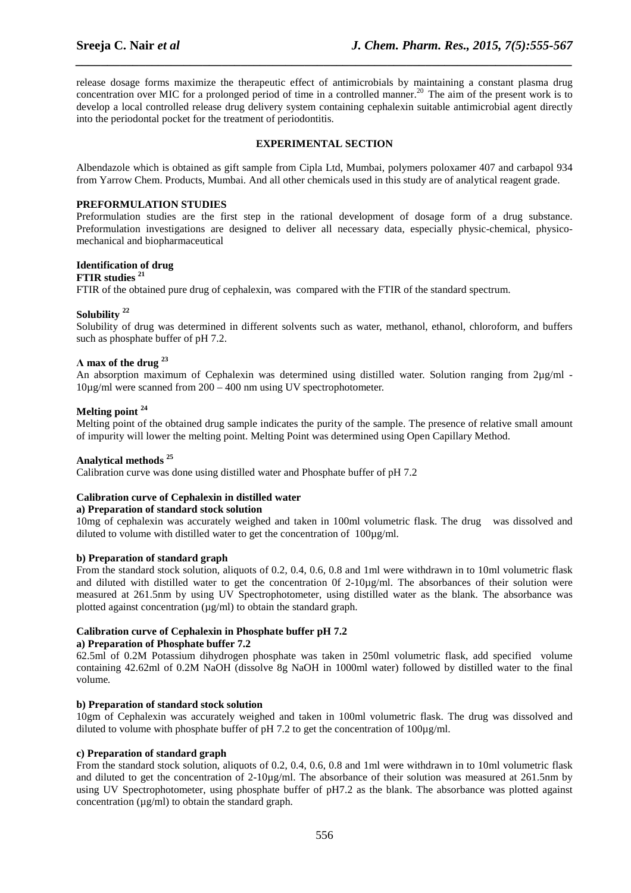release dosage forms maximize the therapeutic effect of antimicrobials by maintaining a constant plasma drug concentration over MIC for a prolonged period of time in a controlled manner.[20] The aim of the present work is to develop a local controlled release drug delivery system containing cephalexin suitable antimicrobial agent directly into the periodontal pocket for the treatment of periodontitis.

## EXPERIMENTAL SECTION

Albendazole which is obtained as gift sample from Cipla Ltd, Mumbai, polymers poloxamer 407 and carbapol 934 from Yarrow Chem. Products, Mumbai. And all other chemicals used in this study are of analytical reagent grade.

### PREFORMULATION STUDIES

Preformulation studies are the first step in the rational development of dosage form of a drug substance. Preformulation investigations are designed to deliver all necessary data, especially physic-chemical, physico-mechanical and biopharmaceutical

#### Identification of drug

**FTIR studies [21]**

FTIR of the obtained pure drug of cephalexin, was compared with the FTIR of the standard spectrum.

#### Solubility [22]

Solubility of drug was determined in different solvents such as water, methanol, ethanol, chloroform, and buffers such as phosphate buffer of pH 7.2.

#### Λ max of the drug [23]

An absorption maximum of Cephalexin was determined using distilled water. Solution ranging from 2µg/ml - 10µg/ml were scanned from 200 – 400 nm using UV spectrophotometer.

#### Melting point [24]

Melting point of the obtained drug sample indicates the purity of the sample. The presence of relative small amount of impurity will lower the melting point. Melting Point was determined using Open Capillary Method.

#### Analytical methods [25]

Calibration curve was done using distilled water and Phosphate buffer of pH 7.2

#### Calibration curve of Cephalexin in distilled water

**a) Preparation of standard stock solution**

10mg of cephalexin was accurately weighed and taken in 100ml volumetric flask. The drug was dissolved and diluted to volume with distilled water to get the concentration of 100µg/ml.

**b) Preparation of standard graph**

From the standard stock solution, aliquots of 0.2, 0.4, 0.6, 0.8 and 1ml were withdrawn in to 10ml volumetric flask and diluted with distilled water to get the concentration 0f 2-10µg/ml. The absorbances of their solution were measured at 261.5nm by using UV Spectrophotometer, using distilled water as the blank. The absorbance was plotted against concentration (µg/ml) to obtain the standard graph.

#### Calibration curve of Cephalexin in Phosphate buffer pH 7.2

**a) Preparation of Phosphate buffer 7.2**

62.5ml of 0.2M Potassium dihydrogen phosphate was taken in 250ml volumetric flask, add specified volume containing 42.62ml of 0.2M NaOH (dissolve 8g NaOH in 1000ml water) followed by distilled water to the final volume.

**b) Preparation of standard stock solution**

10gm of Cephalexin was accurately weighed and taken in 100ml volumetric flask. The drug was dissolved and diluted to volume with phosphate buffer of pH 7.2 to get the concentration of 100µg/ml.

**c) Preparation of standard graph**

From the standard stock solution, aliquots of 0.2, 0.4, 0.6, 0.8 and 1ml were withdrawn in to 10ml volumetric flask and diluted to get the concentration of 2-10µg/ml. The absorbance of their solution was measured at 261.5nm by using UV Spectrophotometer, using phosphate buffer of pH7.2 as the blank. The absorbance was plotted against concentration (µg/ml) to obtain the standard graph.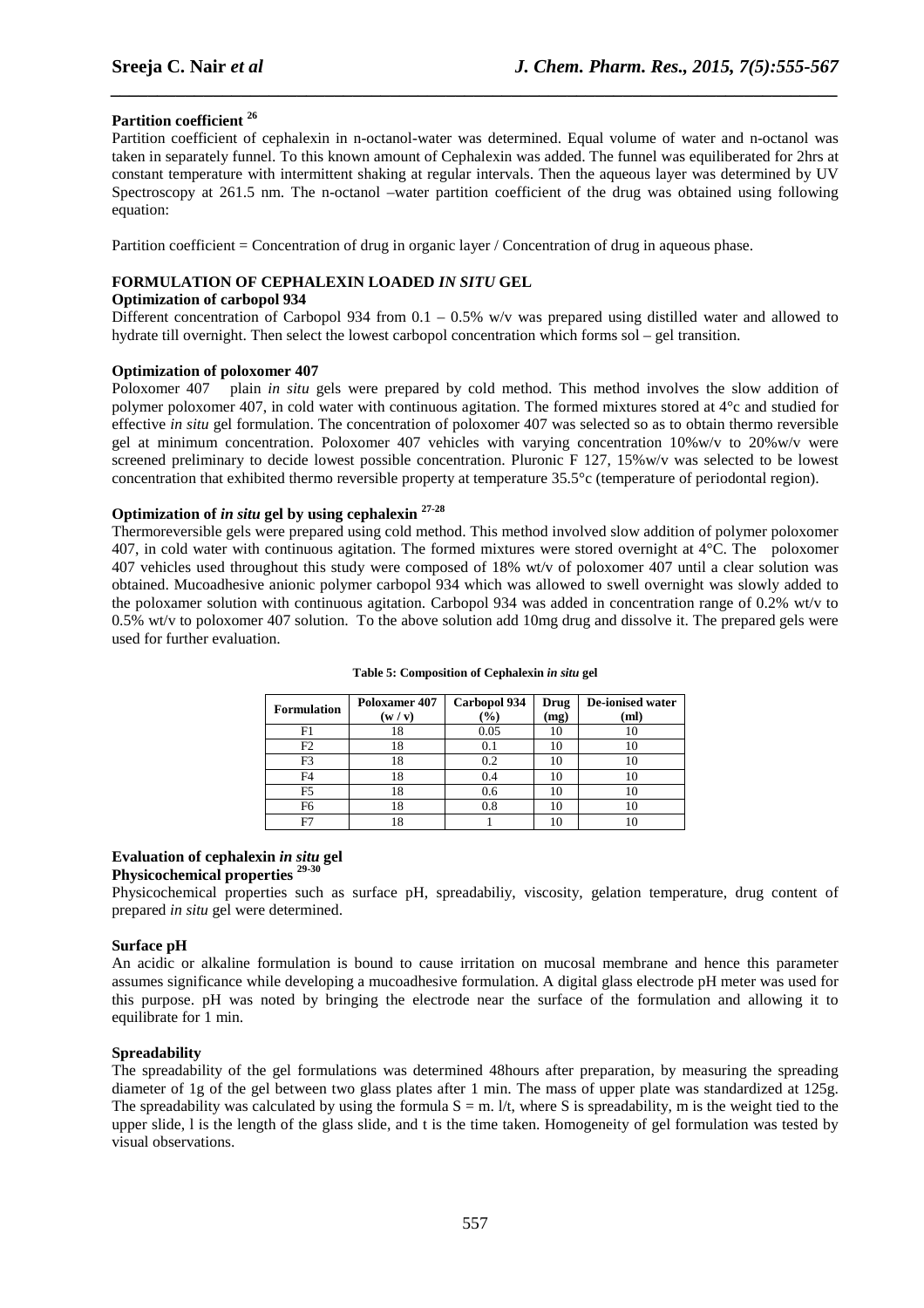**Partition coefficient** [26]

Partition coefficient of cephalexin in n-octanol-water was determined. Equal volume of water and n-octanol was taken in separately funnel. To this known amount of Cephalexin was added. The funnel was equiliberated for 2hrs at constant temperature with intermittent shaking at regular intervals. Then the aqueous layer was determined by UV Spectroscopy at 261.5 nm. The n-octanol –water partition coefficient of the drug was obtained using following equation:

Partition coefficient = Concentration of drug in organic layer / Concentration of drug in aqueous phase.

## FORMULATION OF CEPHALEXIN LOADED *IN SITU* GEL

**Optimization of carbopol 934**

Different concentration of Carbopol 934 from 0.1 – 0.5% w/v was prepared using distilled water and allowed to hydrate till overnight. Then select the lowest carbopol concentration which forms sol – gel transition.

**Optimization of poloxomer 407**

Poloxomer 407 plain *in situ* gels were prepared by cold method. This method involves the slow addition of polymer poloxomer 407, in cold water with continuous agitation. The formed mixtures stored at 4°c and studied for effective *in situ* gel formulation. The concentration of poloxomer 407 was selected so as to obtain thermo reversible gel at minimum concentration. Poloxomer 407 vehicles with varying concentration 10%w/v to 20%w/v were screened preliminary to decide lowest possible concentration. Pluronic F 127, 15%w/v was selected to be lowest concentration that exhibited thermo reversible property at temperature 35.5°c (temperature of periodontal region).

**Optimization of *in situ* gel by using cephalexin** [27-28]

Thermoreversible gels were prepared using cold method. This method involved slow addition of polymer poloxomer 407, in cold water with continuous agitation. The formed mixtures were stored overnight at 4°C. The poloxomer 407 vehicles used throughout this study were composed of 18% wt/v of poloxomer 407 until a clear solution was obtained. Mucoadhesive anionic polymer carbopol 934 which was allowed to swell overnight was slowly added to the poloxamer solution with continuous agitation. Carbopol 934 was added in concentration range of 0.2% wt/v to 0.5% wt/v to poloxomer 407 solution. To the above solution add 10mg drug and dissolve it. The prepared gels were used for further evaluation.

**Table 5: Composition of Cephalexin *in situ* gel**

| Formulation | Poloxamer 407 (w / v) | Carbopol 934 (%) | Drug (mg) | De-ionised water (ml) |
|---|---|---|---|---|
| F1 | 18 | 0.05 | 10 | 10 |
| F2 | 18 | 0.1 | 10 | 10 |
| F3 | 18 | 0.2 | 10 | 10 |
| F4 | 18 | 0.4 | 10 | 10 |
| F5 | 18 | 0.6 | 10 | 10 |
| F6 | 18 | 0.8 | 10 | 10 |
| F7 | 18 | 1 | 10 | 10 |

**Evaluation of cephalexin *in situ* gel**

**Physicochemical properties** [29-30]

Physicochemical properties such as surface pH, spreadabiliy, viscosity, gelation temperature, drug content of prepared *in situ* gel were determined.

**Surface pH**

An acidic or alkaline formulation is bound to cause irritation on mucosal membrane and hence this parameter assumes significance while developing a mucoadhesive formulation. A digital glass electrode pH meter was used for this purpose. pH was noted by bringing the electrode near the surface of the formulation and allowing it to equilibrate for 1 min.

**Spreadability**

The spreadability of the gel formulations was determined 48hours after preparation, by measuring the spreading diameter of 1g of the gel between two glass plates after 1 min. The mass of upper plate was standardized at 125g. The spreadability was calculated by using the formula $S = m. l/t$, where S is spreadability, m is the weight tied to the upper slide, l is the length of the glass slide, and t is the time taken. Homogeneity of gel formulation was tested by visual observations.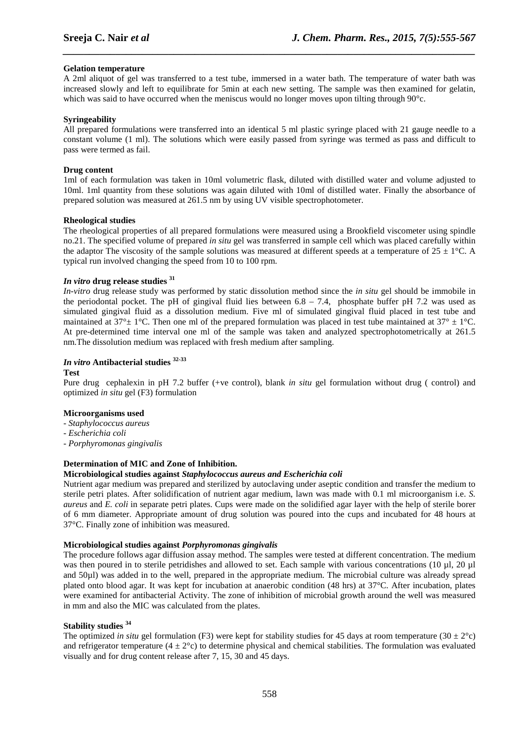**Gelation temperature**

A 2ml aliquot of gel was transferred to a test tube, immersed in a water bath. The temperature of water bath was increased slowly and left to equilibrate for 5min at each new setting. The sample was then examined for gelatin, which was said to have occurred when the meniscus would no longer moves upon tilting through 90°c.

**Syringeability**

All prepared formulations were transferred into an identical 5 ml plastic syringe placed with 21 gauge needle to a constant volume (1 ml). The solutions which were easily passed from syringe was termed as pass and difficult to pass were termed as fail.

**Drug content**

1ml of each formulation was taken in 10ml volumetric flask, diluted with distilled water and volume adjusted to 10ml. 1ml quantity from these solutions was again diluted with 10ml of distilled water. Finally the absorbance of prepared solution was measured at 261.5 nm by using UV visible spectrophotometer.

**Rheological studies**

The rheological properties of all prepared formulations were measured using a Brookfield viscometer using spindle no.21. The specified volume of prepared *in situ* gel was transferred in sample cell which was placed carefully within the adaptor The viscosity of the sample solutions was measured at different speeds at a temperature of 25 ± 1°C. A typical run involved changing the speed from 10 to 100 rpm.

***In vitro* drug release studies [31]**

*In-vitro* drug release study was performed by static dissolution method since the *in situ* gel should be immobile in the periodontal pocket. The pH of gingival fluid lies between 6.8 – 7.4, phosphate buffer pH 7.2 was used as simulated gingival fluid as a dissolution medium. Five ml of simulated gingival fluid placed in test tube and maintained at 37°± 1°C. Then one ml of the prepared formulation was placed in test tube maintained at 37° ± 1°C. At pre-determined time interval one ml of the sample was taken and analyzed spectrophotometrically at 261.5 nm.The dissolution medium was replaced with fresh medium after sampling.

***In vitro* Antibacterial studies [32-33]**

**Test**

Pure drug cephalexin in pH 7.2 buffer (+ve control), blank *in situ* gel formulation without drug ( control) and optimized *in situ* gel (F3) formulation

**Microorganisms used**

- *Staphylococcus aureus*
- *Escherichia coli*
- *Porphyromonas gingivalis*

**Determination of MIC and Zone of Inhibition.**

**Microbiological studies against *Staphylococcus aureus and Escherichia coli***

Nutrient agar medium was prepared and sterilized by autoclaving under aseptic condition and transfer the medium to sterile petri plates. After solidification of nutrient agar medium, lawn was made with 0.1 ml microorganism i.e. *S. aureus* and *E. coli* in separate petri plates. Cups were made on the solidified agar layer with the help of sterile borer of 6 mm diameter. Appropriate amount of drug solution was poured into the cups and incubated for 48 hours at 37°C. Finally zone of inhibition was measured.

**Microbiological studies against *Porphyromonas gingivalis***

The procedure follows agar diffusion assay method. The samples were tested at different concentration. The medium was then poured in to sterile petridishes and allowed to set. Each sample with various concentrations (10 µl, 20 µl and 50µl) was added in to the well, prepared in the appropriate medium. The microbial culture was already spread plated onto blood agar. It was kept for incubation at anaerobic condition (48 hrs) at 37°C. After incubation, plates were examined for antibacterial Activity. The zone of inhibition of microbial growth around the well was measured in mm and also the MIC was calculated from the plates.

**Stability studies [34]**

The optimized *in situ* gel formulation (F3) were kept for stability studies for 45 days at room temperature (30 ± 2°c) and refrigerator temperature (4 ± 2°c) to determine physical and chemical stabilities. The formulation was evaluated visually and for drug content release after 7, 15, 30 and 45 days.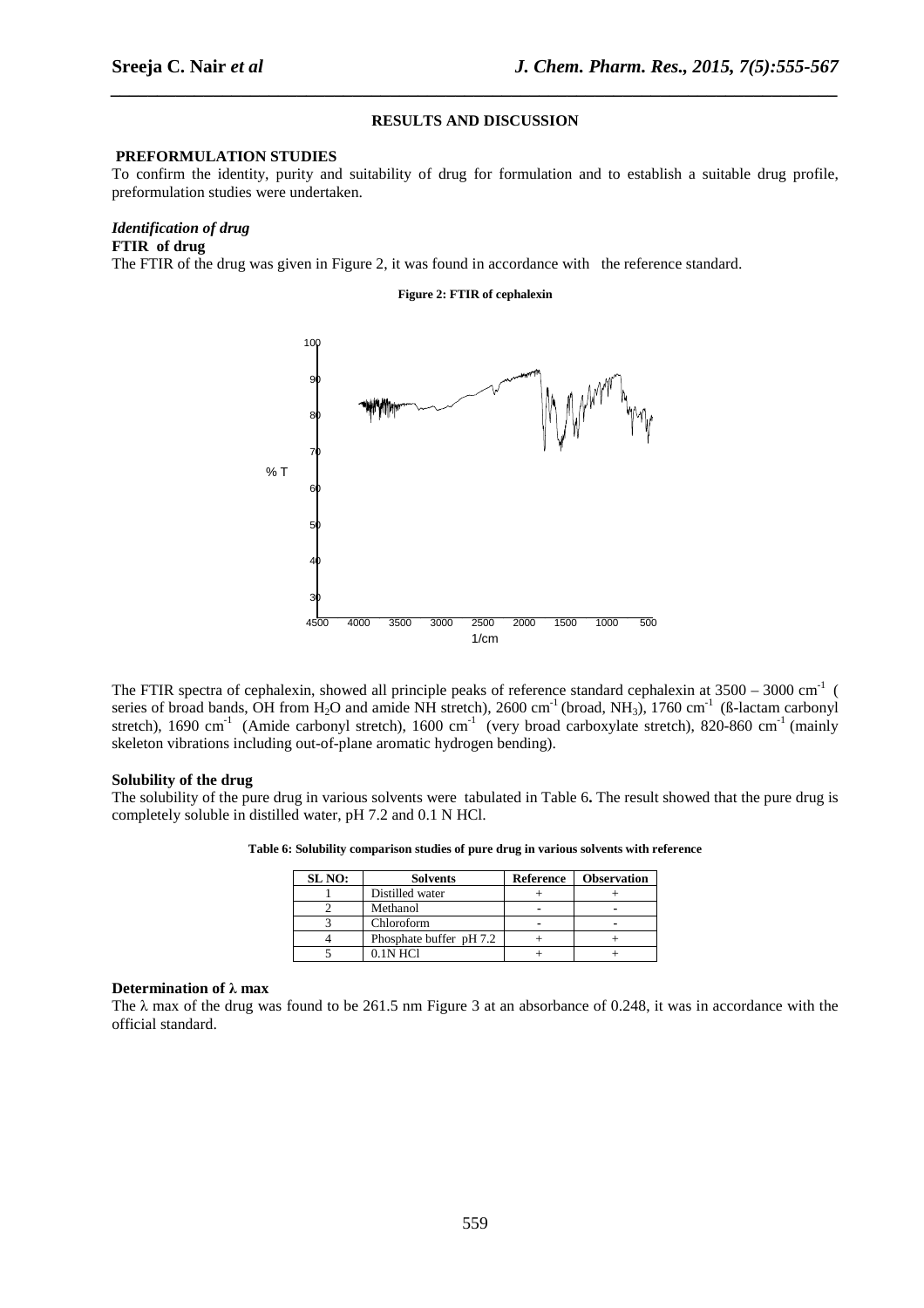## RESULTS AND DISCUSSION

### PREFORMULATION STUDIES

To confirm the identity, purity and suitability of drug for formulation and to establish a suitable drug profile, preformulation studies were undertaken.

#### *Identification of drug*

**FTIR of drug**

The FTIR of the drug was given in Figure 2, it was found in accordance with the reference standard.

**Figure 2: FTIR of cephalexin**

The FTIR spectra of cephalexin, showed all principle peaks of reference standard cephalexin at 3500 – 3000 $cm^{-1}$ ( series of broad bands, OH from $H_2O$ and amide NH stretch), 2600 $cm^{-1}$ (broad, $NH_3$), 1760 $cm^{-1}$ (ß-lactam carbonyl stretch), 1690 $cm^{-1}$ (Amide carbonyl stretch), 1600 $cm^{-1}$ (very broad carboxylate stretch), 820-860 $cm^{-1}$ (mainly skeleton vibrations including out-of-plane aromatic hydrogen bending).

**Solubility of the drug**

The solubility of the pure drug in various solvents were tabulated in Table 6**.** The result showed that the pure drug is completely soluble in distilled water, pH 7.2 and 0.1 N HCl.

**Table 6: Solubility comparison studies of pure drug in various solvents with reference**

| SL NO: | Solvents | Reference | Observation |
|---|---|---|---|
| 1 | Distilled water | + | + |
| 2 | Methanol | - | - |
| 3 | Chloroform | - | - |
| 4 | Phosphate buffer pH 7.2 | + | + |
| 5 | 0.1N HCl | + | + |

**Determination of λ max**

The λ max of the drug was found to be 261.5 nm Figure 3 at an absorbance of 0.248, it was in accordance with the official standard.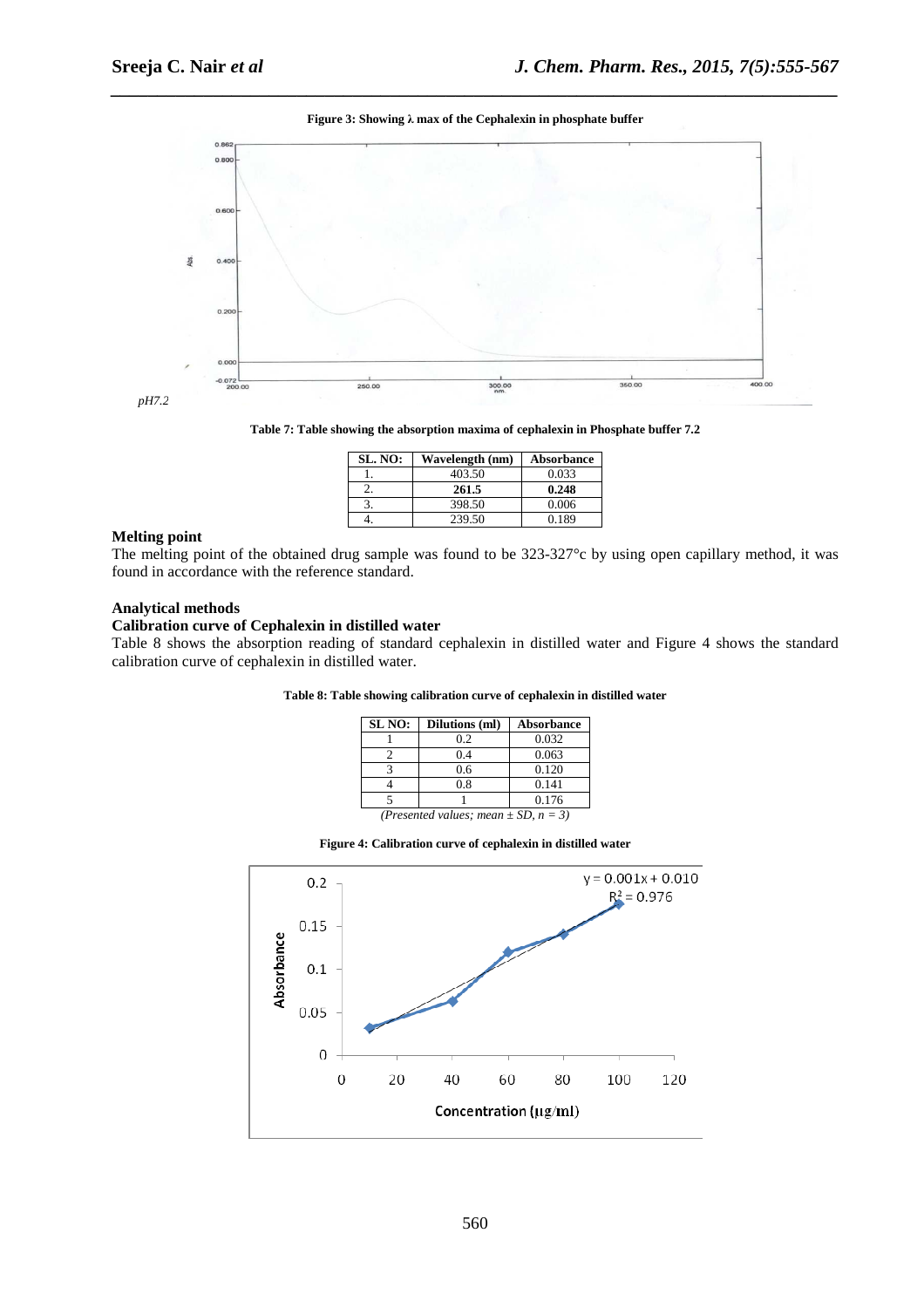**Figure 3: Showing λ max of the Cephalexin in phosphate buffer**

*pH7.2*

**Table 7: Table showing the absorption maxima of cephalexin in Phosphate buffer 7.2**

| SL. NO: | Wavelength (nm) | Absorbance |
|---|---|---|
| 1. | 403.50 | 0.033 |
| 2. | **261.5** | **0.248** |
| 3. | 398.50 | 0.006 |
| 4. | 239.50 | 0.189 |

### Melting point

The melting point of the obtained drug sample was found to be 323-327°c by using open capillary method, it was found in accordance with the reference standard.

### Analytical methods

### Calibration curve of Cephalexin in distilled water

Table 8 shows the absorption reading of standard cephalexin in distilled water and Figure 4 shows the standard calibration curve of cephalexin in distilled water.

**Table 8: Table showing calibration curve of cephalexin in distilled water**

| SL NO: | Dilutions (ml) | Absorbance |
|---|---|---|
| 1 | 0.2 | 0.032 |
| 2 | 0.4 | 0.063 |
| 3 | 0.6 | 0.120 |
| 4 | 0.8 | 0.141 |
| 5 | 1 | 0.176 |

*(Presented values; mean ± SD, n = 3)*

**Figure 4: Calibration curve of cephalexin in distilled water**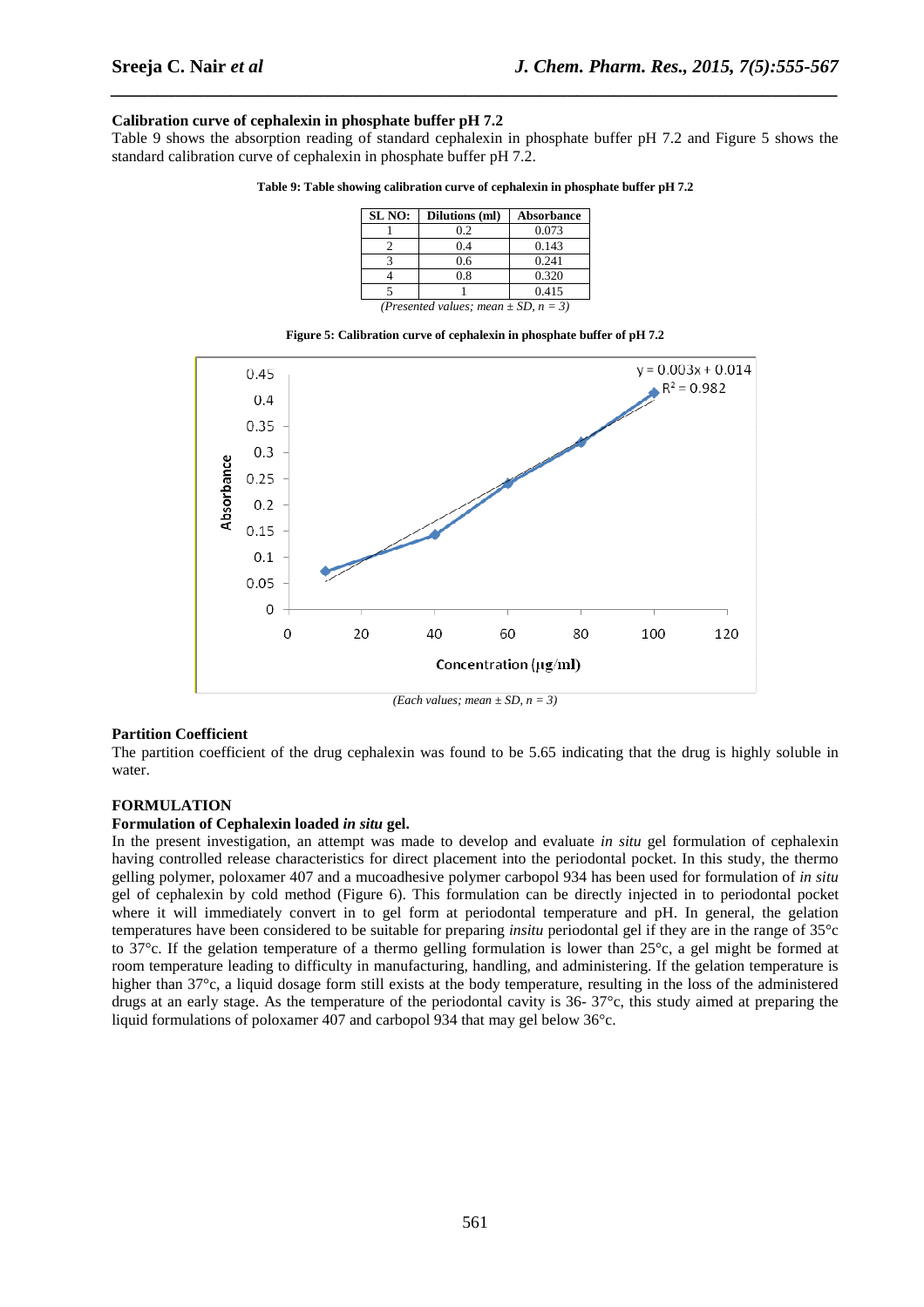**Calibration curve of cephalexin in phosphate buffer pH 7.2**

Table 9 shows the absorption reading of standard cephalexin in phosphate buffer pH 7.2 and Figure 5 shows the standard calibration curve of cephalexin in phosphate buffer pH 7.2.

**Table 9: Table showing calibration curve of cephalexin in phosphate buffer pH 7.2**

| SL NO: | Dilutions (ml) | Absorbance |
|---|---|---|
| 1 | 0.2 | 0.073 |
| 2 | 0.4 | 0.143 |
| 3 | 0.6 | 0.241 |
| 4 | 0.8 | 0.320 |
| 5 | 1 | 0.415 |

*(Presented values; mean ± SD, n = 3)*

**Figure 5: Calibration curve of cephalexin in phosphate buffer of pH 7.2**

*(Each values; mean ± SD, n = 3)*

**Partition Coefficient**

The partition coefficient of the drug cephalexin was found to be 5.65 indicating that the drug is highly soluble in water.

**FORMULATION**

**Formulation of Cephalexin loaded *in situ* gel.**

In the present investigation, an attempt was made to develop and evaluate *in situ* gel formulation of cephalexin having controlled release characteristics for direct placement into the periodontal pocket. In this study, the thermo gelling polymer, poloxamer 407 and a mucoadhesive polymer carbopol 934 has been used for formulation of *in situ* gel of cephalexin by cold method (Figure 6). This formulation can be directly injected in to periodontal pocket where it will immediately convert in to gel form at periodontal temperature and pH. In general, the gelation temperatures have been considered to be suitable for preparing *insitu* periodontal gel if they are in the range of 35°c to 37°c. If the gelation temperature of a thermo gelling formulation is lower than 25°c, a gel might be formed at room temperature leading to difficulty in manufacturing, handling, and administering. If the gelation temperature is higher than 37°c, a liquid dosage form still exists at the body temperature, resulting in the loss of the administered drugs at an early stage. As the temperature of the periodontal cavity is 36- 37°c, this study aimed at preparing the liquid formulations of poloxamer 407 and carbopol 934 that may gel below 36°c.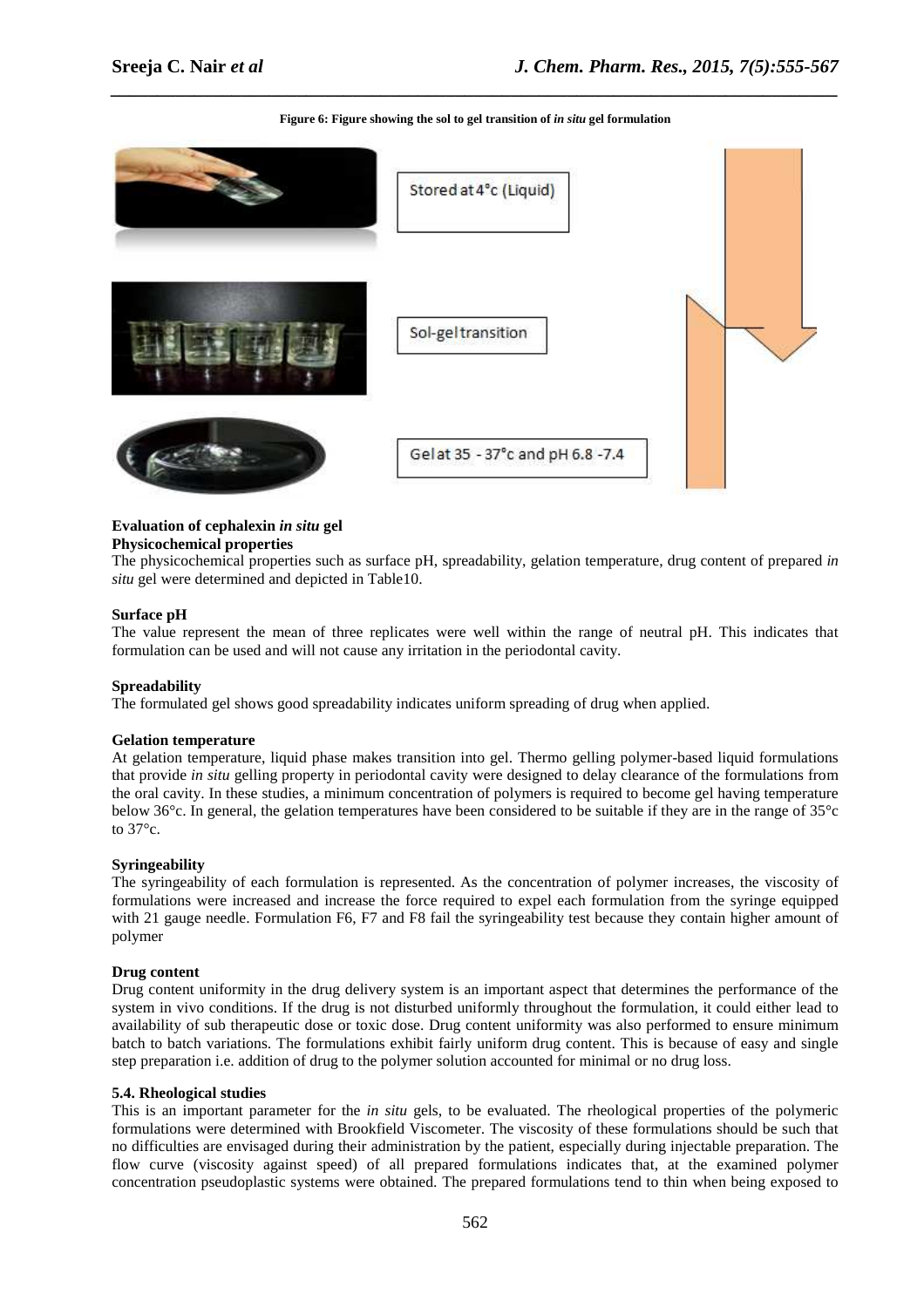**Figure 6: Figure showing the sol to gel transition of *in situ* gel formulation**

Stored at 4°c (Liquid)

Sol-gel transition

Gel at 35 - 37°c and pH 6.8 -7.4

**Evaluation of cephalexin *in situ* gel**

**Physicochemical properties**

The physicochemical properties such as surface pH, spreadability, gelation temperature, drug content of prepared *in situ* gel were determined and depicted in Table10.

**Surface pH**

The value represent the mean of three replicates were well within the range of neutral pH. This indicates that formulation can be used and will not cause any irritation in the periodontal cavity.

**Spreadability**

The formulated gel shows good spreadability indicates uniform spreading of drug when applied.

**Gelation temperature**

At gelation temperature, liquid phase makes transition into gel. Thermo gelling polymer-based liquid formulations that provide *in situ* gelling property in periodontal cavity were designed to delay clearance of the formulations from the oral cavity. In these studies, a minimum concentration of polymers is required to become gel having temperature below 36°c. In general, the gelation temperatures have been considered to be suitable if they are in the range of 35°c to 37°c.

**Syringeability**

The syringeability of each formulation is represented. As the concentration of polymer increases, the viscosity of formulations were increased and increase the force required to expel each formulation from the syringe equipped with 21 gauge needle. Formulation F6, F7 and F8 fail the syringeability test because they contain higher amount of polymer

**Drug content**

Drug content uniformity in the drug delivery system is an important aspect that determines the performance of the system in vivo conditions. If the drug is not disturbed uniformly throughout the formulation, it could either lead to availability of sub therapeutic dose or toxic dose. Drug content uniformity was also performed to ensure minimum batch to batch variations. The formulations exhibit fairly uniform drug content. This is because of easy and single step preparation i.e. addition of drug to the polymer solution accounted for minimal or no drug loss.

**5.4. Rheological studies**

This is an important parameter for the *in situ* gels, to be evaluated. The rheological properties of the polymeric formulations were determined with Brookfield Viscometer. The viscosity of these formulations should be such that no difficulties are envisaged during their administration by the patient, especially during injectable preparation. The flow curve (viscosity against speed) of all prepared formulations indicates that, at the examined polymer concentration pseudoplastic systems were obtained. The prepared formulations tend to thin when being exposed to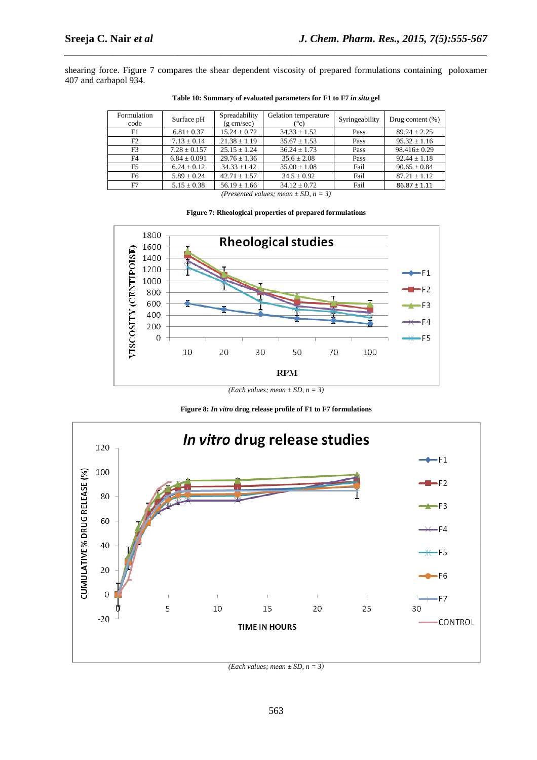shearing force. Figure 7 compares the shear dependent viscosity of prepared formulations containing poloxamer 407 and carbapol 934.

**Table 10: Summary of evaluated parameters for F1 to F7 *in situ* gel**

| Formulation code | Surface pH | Spreadability (g cm/sec) | Gelation temperature (°c) | Syringeability | Drug content (%) |
|---|---|---|---|---|---|
| F1 | 6.81± 0.37 | 15.24 ± 0.72 | 34.33 ± 1.52 | Pass | 89.24 ± 2.25 |
| F2 | 7.13 ± 0.14 | 21.38 ± 1.19 | 35.67 ± 1.53 | Pass | 95.32 ± 1.16 |
| F3 | 7.28 ± 0.157 | 25.15 ± 1.24 | 36.24 ± 1.73 | Pass | 98.416± 0.29 |
| F4 | 6.84 ± 0.091 | 29.76 ± 1.36 | 35.6 ± 2.08 | Pass | 92.44 ± 1.18 |
| F5 | 6.24 ± 0.12 | 34.33 ±1.42 | 35.00 ± 1.08 | Fail | 90.65 ± 0.84 |
| F6 | 5.89 ± 0.24 | 42.71 ± 1.57 | 34.5 ± 0.92 | Fail | 87.21 ± 1.12 |
| F7 | 5.15 ± 0.38 | 56.19 ± 1.66 | 34.12 ± 0.72 | Fail | 86.87 ± 1.11 |

*(Presented values; mean ± SD, n = 3)*

**Figure 7: Rheological properties of prepared formulations**

*(Each values; mean ± SD, n = 3)*

**Figure 8: *In vitro* drug release profile of F1 to F7 formulations**

*(Each values; mean ± SD, n = 3)*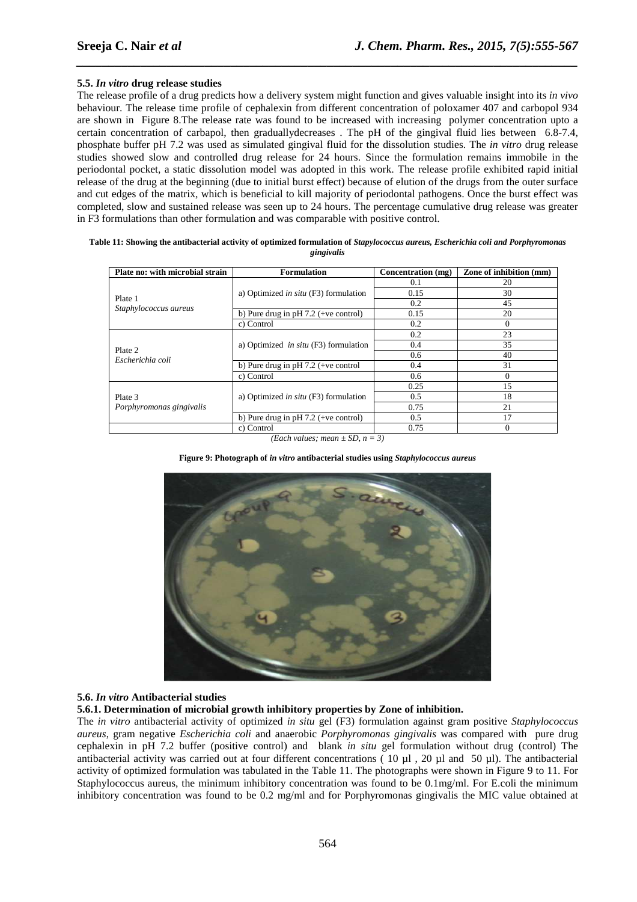### 5.5. *In vitro* drug release studies

The release profile of a drug predicts how a delivery system might function and gives valuable insight into its *in vivo* behaviour. The release time profile of cephalexin from different concentration of poloxamer 407 and carbopol 934 are shown in Figure 8.The release rate was found to be increased with increasing polymer concentration upto a certain concentration of carbapol, then graduallydecreases . The pH of the gingival fluid lies between 6.8-7.4, phosphate buffer pH 7.2 was used as simulated gingival fluid for the dissolution studies. The *in vitro* drug release studies showed slow and controlled drug release for 24 hours. Since the formulation remains immobile in the periodontal pocket, a static dissolution model was adopted in this work. The release profile exhibited rapid initial release of the drug at the beginning (due to initial burst effect) because of elution of the drugs from the outer surface and cut edges of the matrix, which is beneficial to kill majority of periodontal pathogens. Once the burst effect was completed, slow and sustained release was seen up to 24 hours. The percentage cumulative drug release was greater in F3 formulations than other formulation and was comparable with positive control.

**Table 11: Showing the antibacterial activity of optimized formulation of *Stapylococcus aureus, Escherichia coli and Porphyromonas gingivalis***

| Plate no: with microbial strain | Formulation | Concentration (mg) | Zone of inhibition (mm) |
|---|---|---|---|
| Plate 1 *Staphylococcus aureus* | a) Optimized *in situ* (F3) formulation | 0.1 | 20 |
| | | 0.15 | 30 |
| | | 0.2 | 45 |
| | b) Pure drug in pH 7.2 (+ve control) | 0.15 | 20 |
| | c) Control | 0.2 | 0 |
| Plate 2 *Escherichia coli* | a) Optimized *in situ* (F3) formulation | 0.2 | 23 |
| | | 0.4 | 35 |
| | | 0.6 | 40 |
| | b) Pure drug in pH 7.2 (+ve control | 0.4 | 31 |
| | c) Control | 0.6 | 0 |
| Plate 3 *Porphyromonas gingivalis* | a) Optimized *in situ* (F3) formulation | 0.25 | 15 |
| | | 0.5 | 18 |
| | | 0.75 | 21 |
| | b) Pure drug in pH 7.2 (+ve control) | 0.5 | 17 |
| | c) Control | 0.75 | 0 |

*(Each values; mean ± SD, n = 3)*

**Figure 9: Photograph of *in vitro* antibacterial studies using *Staphylococcus aureus***

### 5.6. *In vitro* Antibacterial studies

#### 5.6.1. Determination of microbial growth inhibitory properties by Zone of inhibition.

The *in vitro* antibacterial activity of optimized *in situ* gel (F3) formulation against gram positive *Staphylococcus aureus*, gram negative *Escherichia coli* and anaerobic *Porphyromonas gingivalis* was compared with pure drug cephalexin in pH 7.2 buffer (positive control) and blank *in situ* gel formulation without drug (control) The antibacterial activity was carried out at four different concentrations ( 10 µl , 20 µl and 50 µl). The antibacterial activity of optimized formulation was tabulated in the Table 11. The photographs were shown in Figure 9 to 11. For Staphylococcus aureus, the minimum inhibitory concentration was found to be 0.1mg/ml. For E.coli the minimum inhibitory concentration was found to be 0.2 mg/ml and for Porphyromonas gingivalis the MIC value obtained at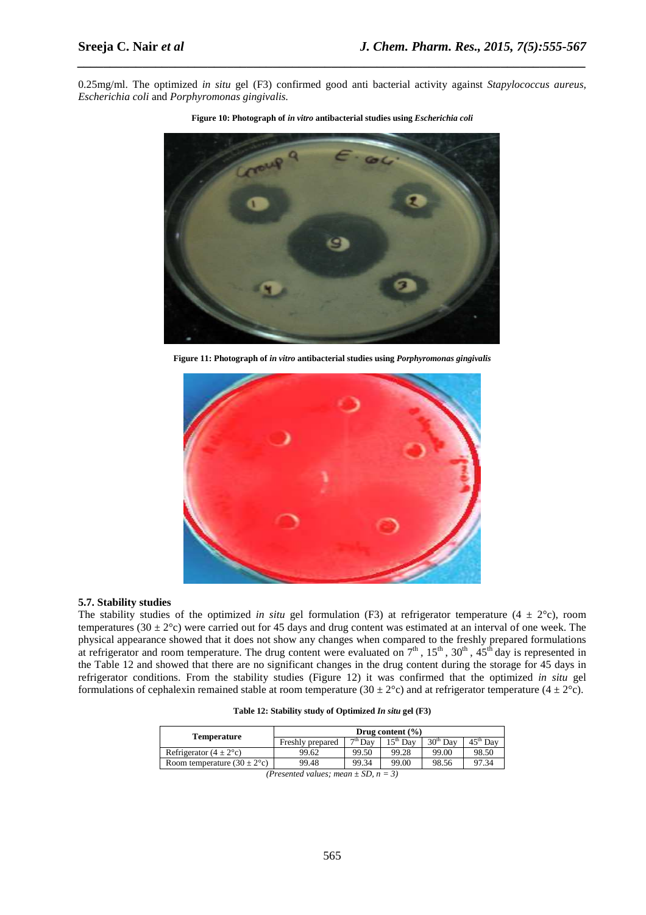0.25mg/ml. The optimized *in situ* gel (F3) confirmed good anti bacterial activity against *Stapylococcus aureus, Escherichia coli* and *Porphyromonas gingivalis.*

**Figure 10: Photograph of *in vitro* antibacterial studies using *Escherichia coli***

**Figure 11: Photograph of *in vitro* antibacterial studies using *Porphyromonas gingivalis***

### 5.7. Stability studies

The stability studies of the optimized *in situ* gel formulation (F3) at refrigerator temperature (4 ± 2°c), room temperatures (30 ± 2°c) were carried out for 45 days and drug content was estimated at an interval of one week. The physical appearance showed that it does not show any changes when compared to the freshly prepared formulations at refrigerator and room temperature. The drug content were evaluated on 7th, 15th, 30th, 45th day is represented in the Table 12 and showed that there are no significant changes in the drug content during the storage for 45 days in refrigerator conditions. From the stability studies (Figure 12) it was confirmed that the optimized *in situ* gel formulations of cephalexin remained stable at room temperature (30 ± 2°c) and at refrigerator temperature (4 ± 2°c).

**Table 12: Stability study of Optimized *In situ* gel (F3)**

| Temperature | Drug content (%) | | | | |
|---|---|---|---|---|---|
| | Freshly prepared | 7th Day | 15th Day | 30th Day | 45th Day |
| Refrigerator (4 ± 2°c) | 99.62 | 99.50 | 99.28 | 99.00 | 98.50 |
| Room temperature (30 ± 2°c) | 99.48 | 99.34 | 99.00 | 98.56 | 97.34 |

*(Presented values; mean ± SD, n = 3)*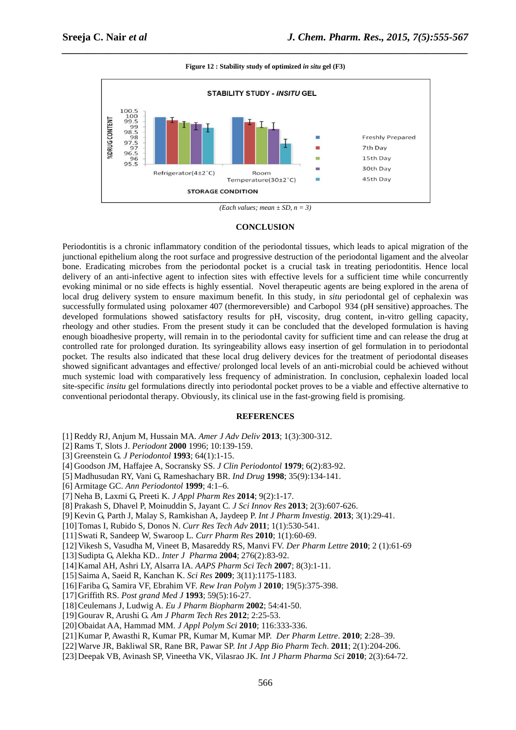**Figure 12 : Stability study of optimized *in situ* gel (F3)**

*(Each values; mean ± SD, n = 3)*

## CONCLUSION

Periodontitis is a chronic inflammatory condition of the periodontal tissues, which leads to apical migration of the junctional epithelium along the root surface and progressive destruction of the periodontal ligament and the alveolar bone. Eradicating microbes from the periodontal pocket is a crucial task in treating periodontitis. Hence local delivery of an anti-infective agent to infection sites with effective levels for a sufficient time while concurrently evoking minimal or no side effects is highly essential. Novel therapeutic agents are being explored in the arena of local drug delivery system to ensure maximum benefit. In this study, in *situ* periodontal gel of cephalexin was successfully formulated using poloxamer 407 (thermoreversible) and Carbopol 934 (pH sensitive) approaches. The developed formulations showed satisfactory results for pH, viscosity, drug content, in-vitro gelling capacity, rheology and other studies. From the present study it can be concluded that the developed formulation is having enough bioadhesive property, will remain in to the periodontal cavity for sufficient time and can release the drug at controlled rate for prolonged duration. Its syringeability allows easy insertion of gel formulation in to periodontal pocket. The results also indicated that these local drug delivery devices for the treatment of periodontal diseases showed significant advantages and effective/ prolonged local levels of an anti-microbial could be achieved without much systemic load with comparatively less frequency of administration. In conclusion, cephalexin loaded local site-specific *insitu* gel formulations directly into periodontal pocket proves to be a viable and effective alternative to conventional periodontal therapy. Obviously, its clinical use in the fast-growing field is promising.

## REFERENCES

[1] Reddy RJ, Anjum M, Hussain MA. *Amer J Adv Deliv* **2013**; 1(3):300-312.
[2] Rams T, Slots J. *Periodont* **2000** 1996; 10:139-159.
[3] Greenstein G. *J Periodontol* **1993**; 64(1):1-15.
[4] Goodson JM, Haffajee A, Socransky SS. *J Clin Periodontol* **1979**; 6(2):83-92.
[5] Madhusudan RY, Vani G, Rameshachary BR. *Ind Drug* **1998**; 35(9):134-141.
[6] Armitage GC. *Ann Periodontol* **1999**; 4:1–6.
[7] Neha B, Laxmi G, Preeti K. *J Appl Pharm Res* **2014**; 9(2):1-17.
[8] Prakash S, Dhavel P, Moinuddin S, Jayant C. *J Sci Innov Res* **2013**; 2(3):607-626.
[9] Kevin G, Parth J, Malay S, Ramkishan A, Jaydeep P. *Int J Pharm Investig*. **2013**; 3(1):29-41.
[10] Tomas I, Rubido S, Donos N. *Curr Res Tech Adv* **2011**; 1(1):530-541.
[11] Swati R, Sandeep W, Swaroop L. *Curr Pharm Res* **2010**; 1(1):60-69.
[12] Vikesh S, Vasudha M, Vineet B, Masareddy RS, Manvi FV. *Der Pharm Lettre* **2010**; 2 (1):61-69
[13] Sudipta G, Alekha KD.. *Inter J Pharma* **2004**; 276(2):83-92.
[14] Kamal AH, Ashri LY, Alsarra IA. *AAPS Pharm Sci Tech* **2007**; 8(3):1-11.
[15] Saima A, Saeid R, Kanchan K. *Sci Res* **2009**; 3(11):1175-1183.
[16] Fariba G, Samira VF, Ebrahim VF. *Rew Iran Polym* J **2010**; 19(5):375-398.
[17] Griffith RS. *Post grand Med J* **1993**; 59(5):16-27.
[18] Ceulemans J, Ludwig A. *Eu J Pharm Biopharm* **2002**; 54:41-50.
[19] Gourav R, Arushi G. *Am J Pharm Tech Res* **2012**; 2:25-53.
[20] Obaidat AA, Hammad MM. *J Appl Polym Sci* **2010**; 116:333-336.
[21] Kumar P, Awasthi R, Kumar PR, Kumar M, Kumar MP. *Der Pharm Lettre*. **2010**; 2:28–39.
[22] Warve JR, Bakliwal SR, Rane BR, Pawar SP. *Int J App Bio Pharm Tech*. **2011**; 2(1):204-206.
[23] Deepak VB, Avinash SP, Vineetha VK, Vilasrao JK. *Int J Pharm Pharma Sci* **2010**; 2(3):64-72.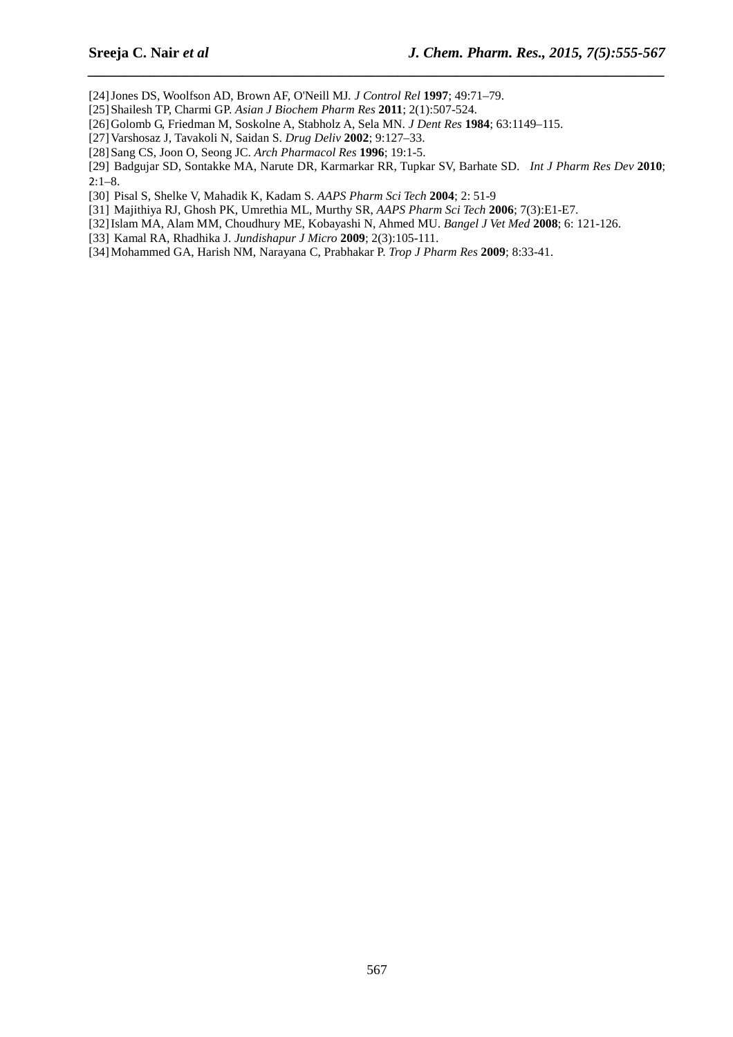[24] Jones DS, Woolfson AD, Brown AF, O'Neill MJ. *J Control Rel* **1997**; 49:71–79.

[25] Shailesh TP, Charmi GP. *Asian J Biochem Pharm Res* **2011**; 2(1):507-524.

[26] Golomb G, Friedman M, Soskolne A, Stabholz A, Sela MN. *J Dent Res* **1984**; 63:1149–115.

[27] Varshosaz J, Tavakoli N, Saidan S. *Drug Deliv* **2002**; 9:127–33.

[28] Sang CS, Joon O, Seong JC. *Arch Pharmacol Res* **1996**; 19:1-5.

[29] Badgujar SD, Sontakke MA, Narute DR, Karmarkar RR, Tupkar SV, Barhate SD. *Int J Pharm Res Dev* **2010**; 2:1–8.

[30] Pisal S, Shelke V, Mahadik K, Kadam S. *AAPS Pharm Sci Tech* **2004**; 2: 51-9

[31] Majithiya RJ, Ghosh PK, Umrethia ML, Murthy SR, *AAPS Pharm Sci Tech* **2006**; 7(3):E1-E7.

[32] Islam MA, Alam MM, Choudhury ME, Kobayashi N, Ahmed MU. *Bangel J Vet Med* **2008**; 6: 121-126.

[33] Kamal RA, Rhadhika J. *Jundishapur J Micro* **2009**; 2(3):105-111.

[34] Mohammed GA, Harish NM, Narayana C, Prabhakar P. *Trop J Pharm Res* **2009**; 8:33-41.